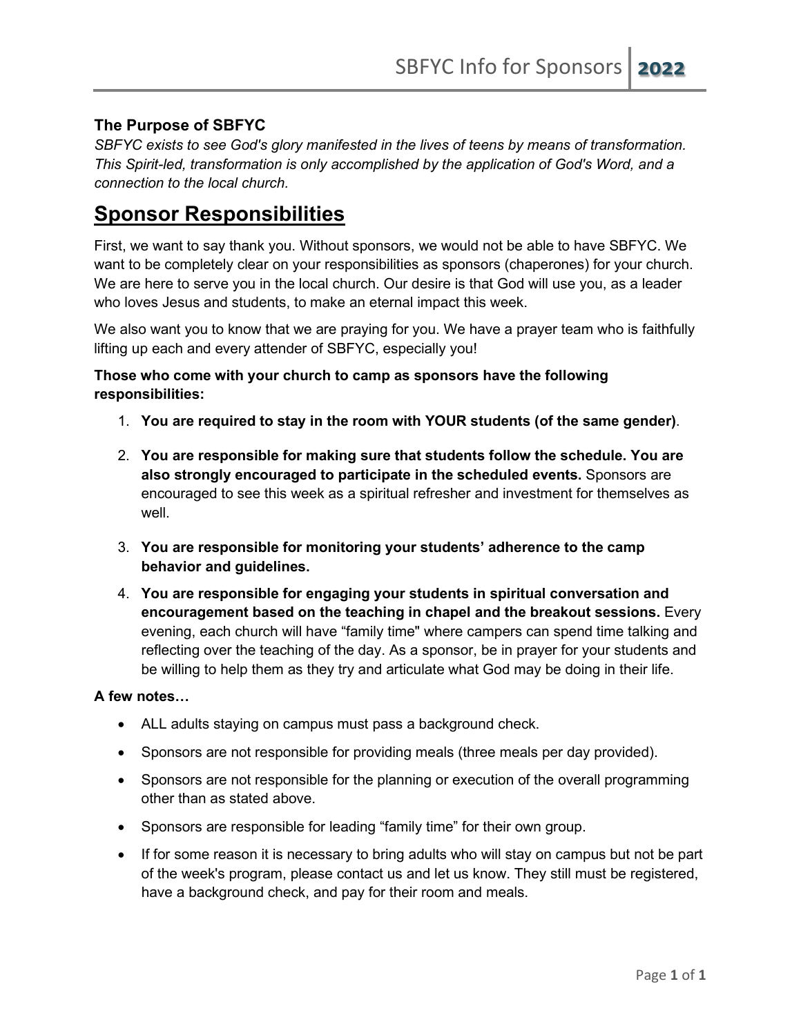### The Purpose of SBFYC

*SBFYC exists to see God's glory manifested in the lives of teens by means of transformation. This Spirit-led, transformation is only accomplished by the application of God's Word, and a connection to the local church.*

# Sponsor Responsibilities

First, we want to say thank you. Without sponsors, we would not be able to have SBFYC. We want to be completely clear on your responsibilities as sponsors (chaperones) for your church. We are here to serve you in the local church. Our desire is that God will use you, as a leader who loves Jesus and students, to make an eternal impact this week.

We also want you to know that we are praying for you. We have a prayer team who is faithfully lifting up each and every attender of SBFYC, especially you!

**Those who come with your church to camp as sponsors have the following responsibilities:**

1. **You are required to stay in the room with YOUR students (of the same gender)**.
2. **You are responsible for making sure that students follow the schedule. You are also strongly encouraged to participate in the scheduled events.** Sponsors are encouraged to see this week as a spiritual refresher and investment for themselves as well.
3. **You are responsible for monitoring your students' adherence to the camp behavior and guidelines.**
4. **You are responsible for engaging your students in spiritual conversation and encouragement based on the teaching in chapel and the breakout sessions.** Every evening, each church will have "family time" where campers can spend time talking and reflecting over the teaching of the day. As a sponsor, be in prayer for your students and be willing to help them as they try and articulate what God may be doing in their life.

**A few notes…**

- ALL adults staying on campus must pass a background check.
- Sponsors are not responsible for providing meals (three meals per day provided).
- Sponsors are not responsible for the planning or execution of the overall programming other than as stated above.
- Sponsors are responsible for leading "family time" for their own group.
- If for some reason it is necessary to bring adults who will stay on campus but not be part of the week's program, please contact us and let us know. They still must be registered, have a background check, and pay for their room and meals.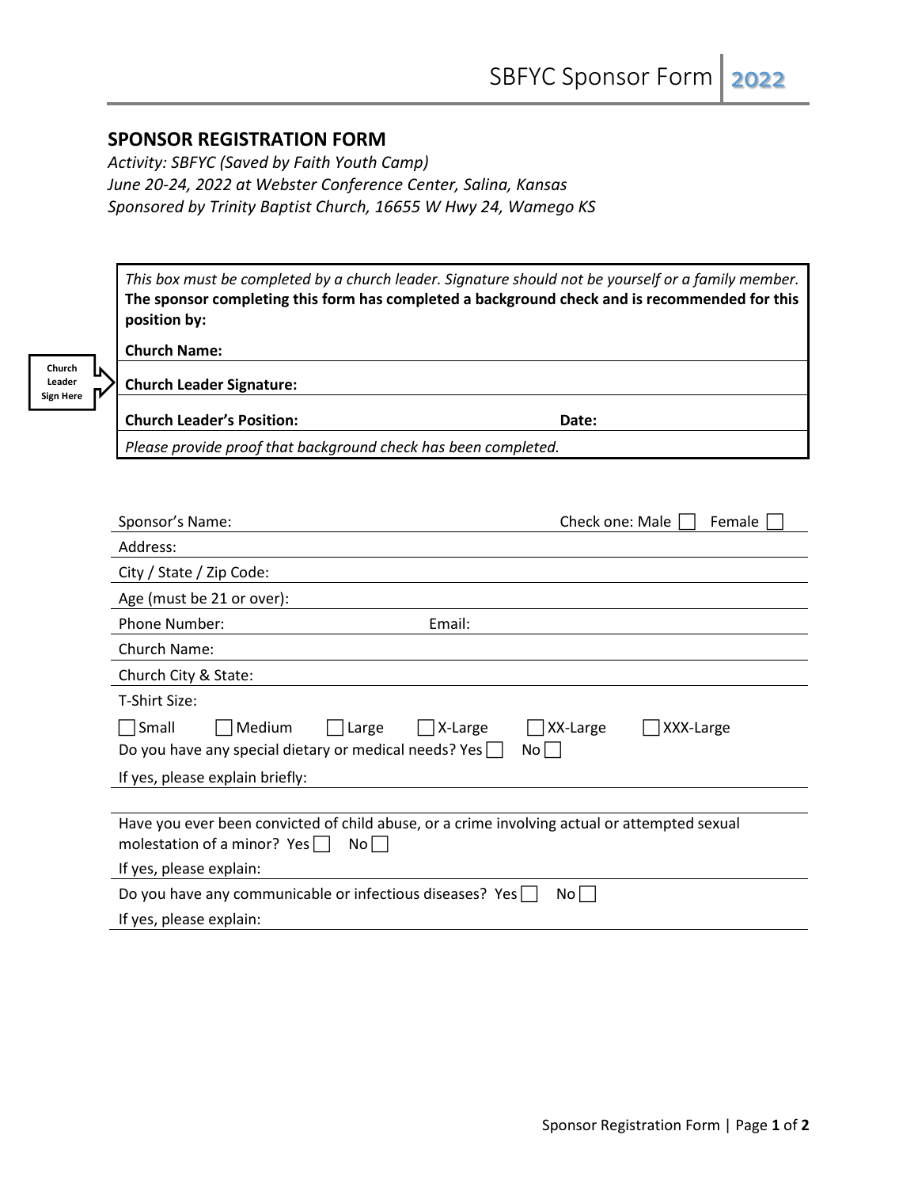## SPONSOR REGISTRATION FORM

*Activity: SBFYC (Saved by Faith Youth Camp)*
*June 20-24, 2022 at Webster Conference Center, Salina, Kansas*
*Sponsored by Trinity Baptist Church, 16655 W Hwy 24, Wamego KS*

*This box must be completed by a church leader. Signature should not be yourself or a family member.*
**The sponsor completing this form has completed a background check and is recommended for this position by:**

**Church Name:**

Church Leader Sign Here → **Church Leader Signature:**

**Church Leader's Position:** **Date:**

*Please provide proof that background check has been completed.*

Sponsor's Name: Check one: Male ☐ Female ☐

Address:

City / State / Zip Code:

Age (must be 21 or over):

Phone Number: Email:

Church Name:

Church City & State:

T-Shirt Size:

☐ Small ☐ Medium ☐ Large ☐ X-Large ☐ XX-Large ☐ XXX-Large

Do you have any special dietary or medical needs? Yes ☐ No ☐

If yes, please explain briefly:

Have you ever been convicted of child abuse, or a crime involving actual or attempted sexual molestation of a minor? Yes ☐ No ☐

If yes, please explain:

Do you have any communicable or infectious diseases? Yes ☐ No ☐

If yes, please explain: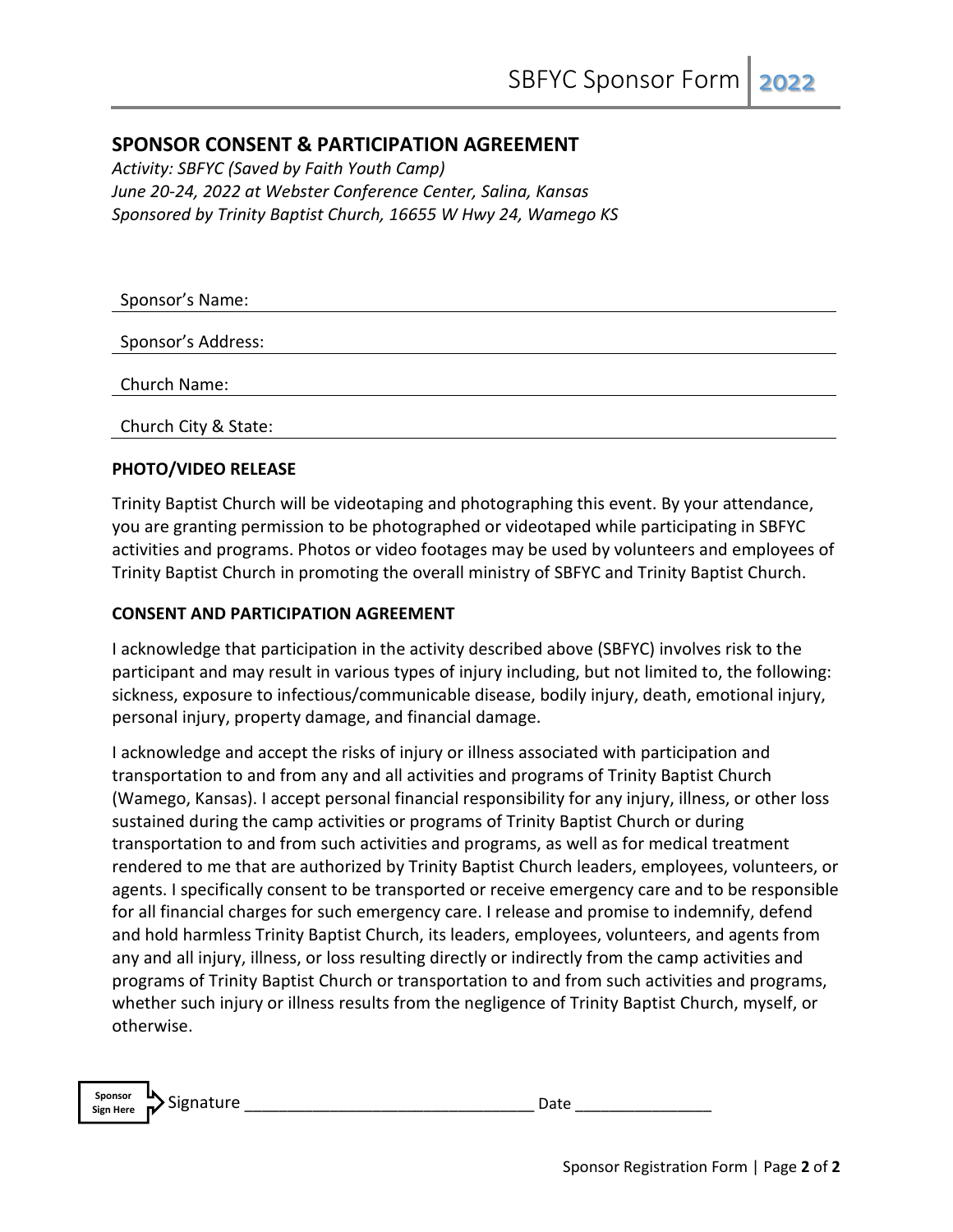## SPONSOR CONSENT & PARTICIPATION AGREEMENT

*Activity: SBFYC (Saved by Faith Youth Camp)*
*June 20-24, 2022 at Webster Conference Center, Salina, Kansas*
*Sponsored by Trinity Baptist Church, 16655 W Hwy 24, Wamego KS*

Sponsor's Name: \_\_\_\_\_\_\_\_\_\_\_\_\_\_\_\_\_\_\_\_\_\_\_\_\_\_\_\_\_\_\_\_\_\_\_\_\_\_\_\_

Sponsor's Address: \_\_\_\_\_\_\_\_\_\_\_\_\_\_\_\_\_\_\_\_\_\_\_\_\_\_\_\_\_\_\_\_\_\_\_\_\_\_\_\_

Church Name: \_\_\_\_\_\_\_\_\_\_\_\_\_\_\_\_\_\_\_\_\_\_\_\_\_\_\_\_\_\_\_\_\_\_\_\_\_\_\_\_

Church City & State: \_\_\_\_\_\_\_\_\_\_\_\_\_\_\_\_\_\_\_\_\_\_\_\_\_\_\_\_\_\_\_\_\_\_\_\_\_\_\_\_

**PHOTO/VIDEO RELEASE**

Trinity Baptist Church will be videotaping and photographing this event. By your attendance, you are granting permission to be photographed or videotaped while participating in SBFYC activities and programs. Photos or video footages may be used by volunteers and employees of Trinity Baptist Church in promoting the overall ministry of SBFYC and Trinity Baptist Church.

**CONSENT AND PARTICIPATION AGREEMENT**

I acknowledge that participation in the activity described above (SBFYC) involves risk to the participant and may result in various types of injury including, but not limited to, the following: sickness, exposure to infectious/communicable disease, bodily injury, death, emotional injury, personal injury, property damage, and financial damage.

I acknowledge and accept the risks of injury or illness associated with participation and transportation to and from any and all activities and programs of Trinity Baptist Church (Wamego, Kansas). I accept personal financial responsibility for any injury, illness, or other loss sustained during the camp activities or programs of Trinity Baptist Church or during transportation to and from such activities and programs, as well as for medical treatment rendered to me that are authorized by Trinity Baptist Church leaders, employees, volunteers, or agents. I specifically consent to be transported or receive emergency care and to be responsible for all financial charges for such emergency care. I release and promise to indemnify, defend and hold harmless Trinity Baptist Church, its leaders, employees, volunteers, and agents from any and all injury, illness, or loss resulting directly or indirectly from the camp activities and programs of Trinity Baptist Church or transportation to and from such activities and programs, whether such injury or illness results from the negligence of Trinity Baptist Church, myself, or otherwise.

Sponsor Sign Here ➔ Signature \_\_\_\_\_\_\_\_\_\_\_\_\_\_\_\_\_\_\_\_\_\_\_\_\_\_\_\_\_\_\_\_ Date \_\_\_\_\_\_\_\_\_\_\_\_\_\_\_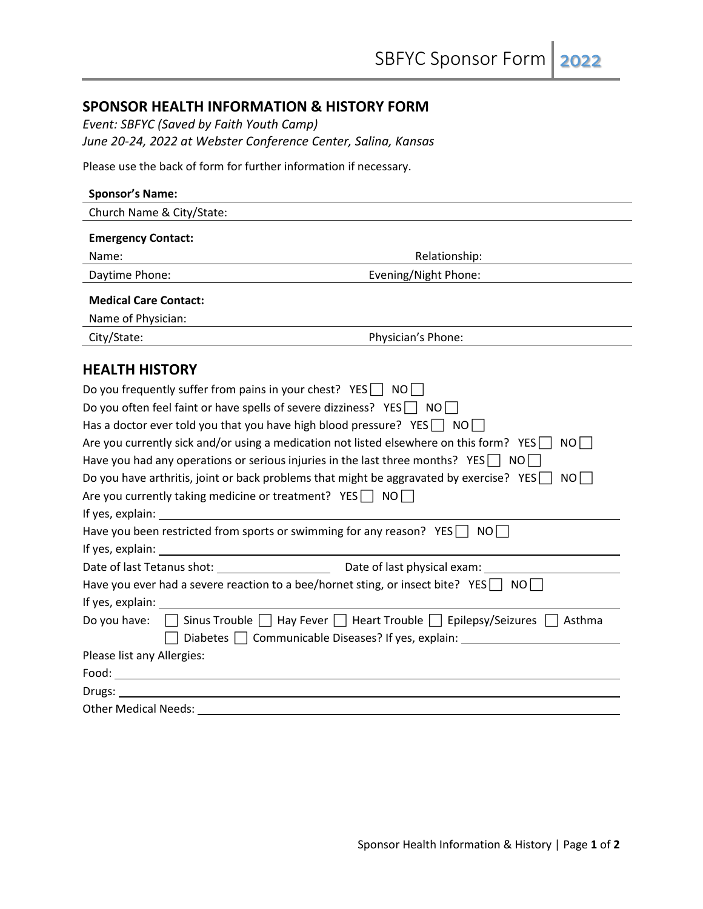## SPONSOR HEALTH INFORMATION & HISTORY FORM

*Event: SBFYC (Saved by Faith Youth Camp)*
*June 20-24, 2022 at Webster Conference Center, Salina, Kansas*

Please use the back of form for further information if necessary.

**Sponsor's Name:**

Church Name & City/State:

**Emergency Contact:**

Name: Relationship:

Daytime Phone: Evening/Night Phone:

**Medical Care Contact:**

Name of Physician:

City/State: Physician's Phone:

## HEALTH HISTORY

Do you frequently suffer from pains in your chest? YES ☐ NO ☐

Do you often feel faint or have spells of severe dizziness? YES ☐ NO ☐

Has a doctor ever told you that you have high blood pressure? YES ☐ NO ☐

Are you currently sick and/or using a medication not listed elsewhere on this form? YES ☐ NO ☐

Have you had any operations or serious injuries in the last three months? YES ☐ NO ☐

Do you have arthritis, joint or back problems that might be aggravated by exercise? YES ☐ NO ☐

Are you currently taking medicine or treatment? YES ☐ NO ☐

If yes, explain: ____________________

Have you been restricted from sports or swimming for any reason? YES ☐ NO ☐

If yes, explain: ____________________

Date of last Tetanus shot: __________ Date of last physical exam: __________

Have you ever had a severe reaction to a bee/hornet sting, or insect bite? YES ☐ NO ☐

If yes, explain: ____________________

Do you have: ☐ Sinus Trouble ☐ Hay Fever ☐ Heart Trouble ☐ Epilepsy/Seizures ☐ Asthma ☐ Diabetes ☐ Communicable Diseases? If yes, explain: __________

Please list any Allergies:

Food: ____________________

Drugs: ____________________

Other Medical Needs: ____________________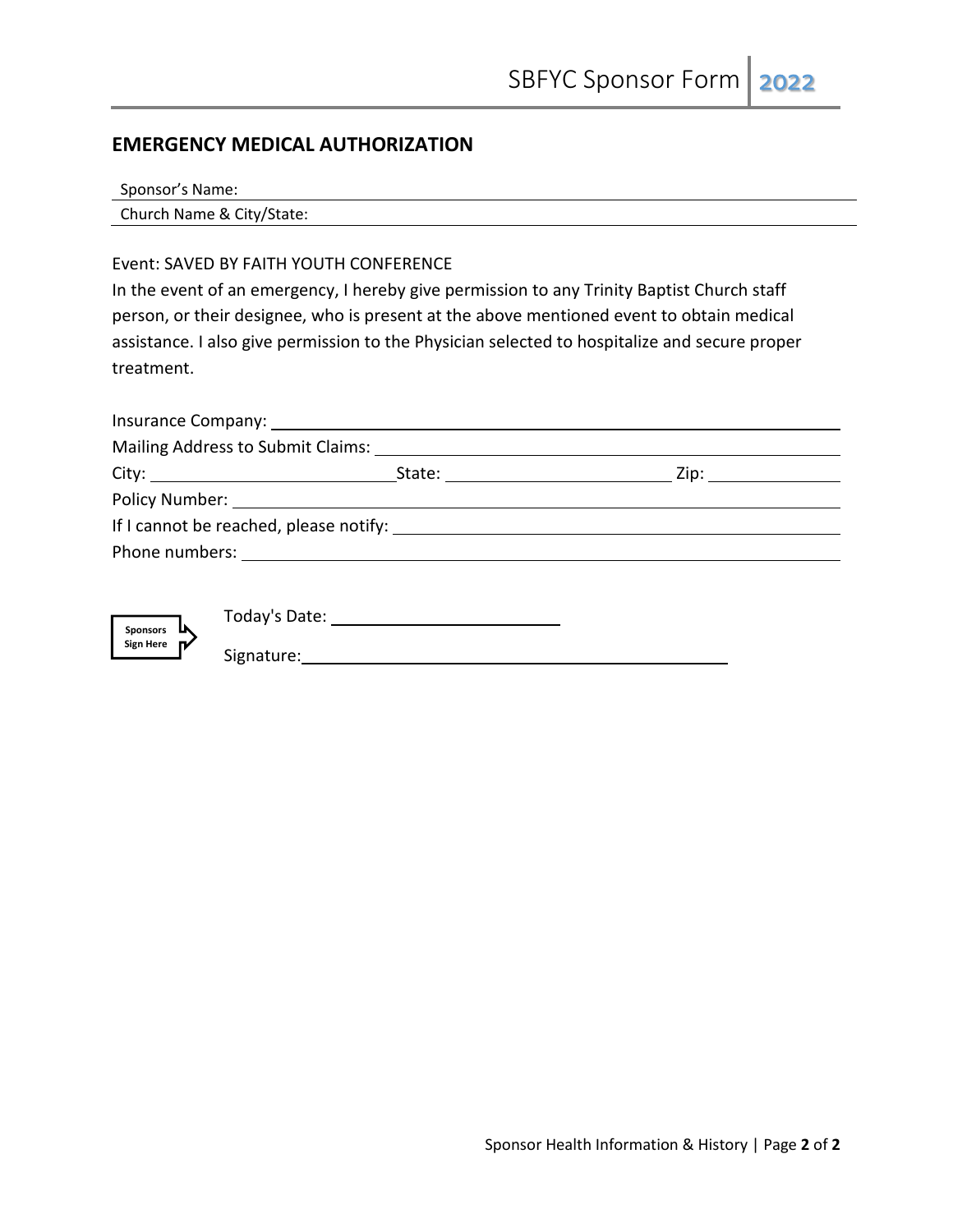## EMERGENCY MEDICAL AUTHORIZATION

Sponsor's Name:

Church Name & City/State:

Event: SAVED BY FAITH YOUTH CONFERENCE

In the event of an emergency, I hereby give permission to any Trinity Baptist Church staff person, or their designee, who is present at the above mentioned event to obtain medical assistance. I also give permission to the Physician selected to hospitalize and secure proper treatment.

Insurance Company: ______________________________

Mailing Address to Submit Claims: ______________________________

City: ______________ State: ______________ Zip: ______________

Policy Number: ______________________________

If I cannot be reached, please notify: ______________________________

Phone numbers: ______________________________

**Sponsors Sign Here**

Today's Date: ______________

Signature: ______________________________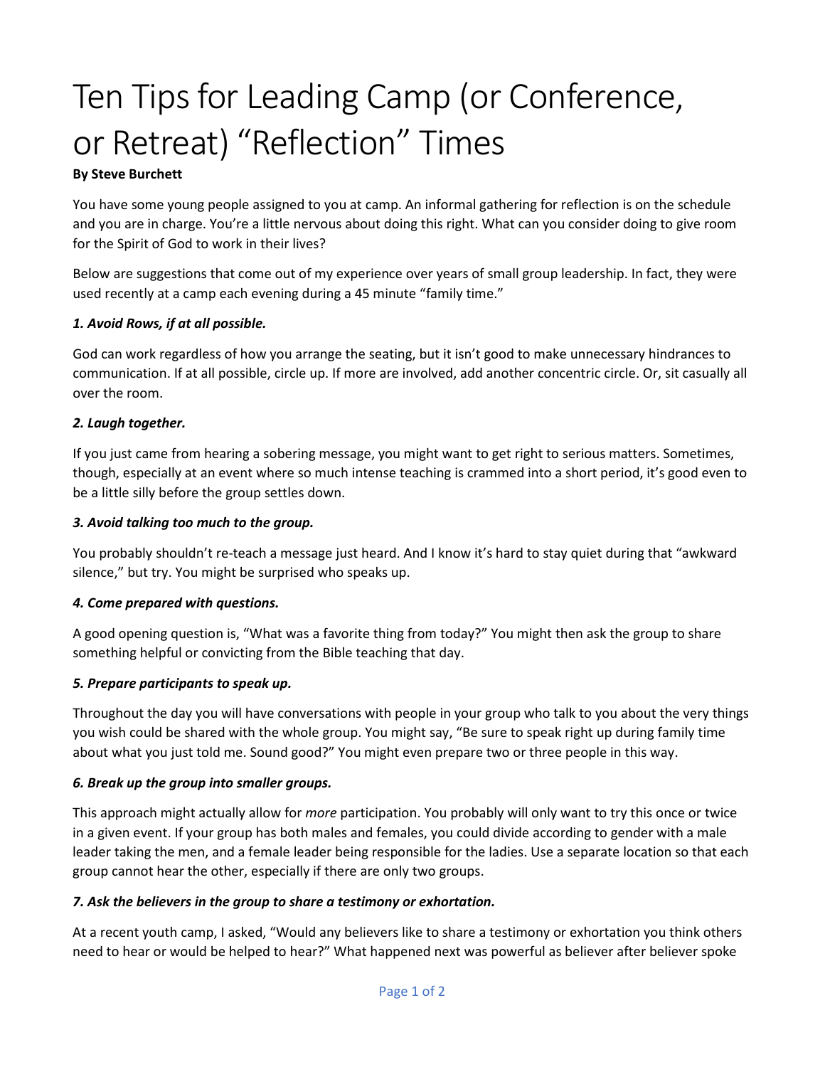# Ten Tips for Leading Camp (or Conference, or Retreat) "Reflection" Times

**By Steve Burchett**

You have some young people assigned to you at camp. An informal gathering for reflection is on the schedule and you are in charge. You're a little nervous about doing this right. What can you consider doing to give room for the Spirit of God to work in their lives?

Below are suggestions that come out of my experience over years of small group leadership. In fact, they were used recently at a camp each evening during a 45 minute "family time."

***1. Avoid Rows, if at all possible.***

God can work regardless of how you arrange the seating, but it isn't good to make unnecessary hindrances to communication. If at all possible, circle up. If more are involved, add another concentric circle. Or, sit casually all over the room.

***2. Laugh together.***

If you just came from hearing a sobering message, you might want to get right to serious matters. Sometimes, though, especially at an event where so much intense teaching is crammed into a short period, it's good even to be a little silly before the group settles down.

***3. Avoid talking too much to the group.***

You probably shouldn't re-teach a message just heard. And I know it's hard to stay quiet during that "awkward silence," but try. You might be surprised who speaks up.

***4. Come prepared with questions.***

A good opening question is, "What was a favorite thing from today?" You might then ask the group to share something helpful or convicting from the Bible teaching that day.

***5. Prepare participants to speak up.***

Throughout the day you will have conversations with people in your group who talk to you about the very things you wish could be shared with the whole group. You might say, "Be sure to speak right up during family time about what you just told me. Sound good?" You might even prepare two or three people in this way.

***6. Break up the group into smaller groups.***

This approach might actually allow for *more* participation. You probably will only want to try this once or twice in a given event. If your group has both males and females, you could divide according to gender with a male leader taking the men, and a female leader being responsible for the ladies. Use a separate location so that each group cannot hear the other, especially if there are only two groups.

***7. Ask the believers in the group to share a testimony or exhortation.***

At a recent youth camp, I asked, "Would any believers like to share a testimony or exhortation you think others need to hear or would be helped to hear?" What happened next was powerful as believer after believer spoke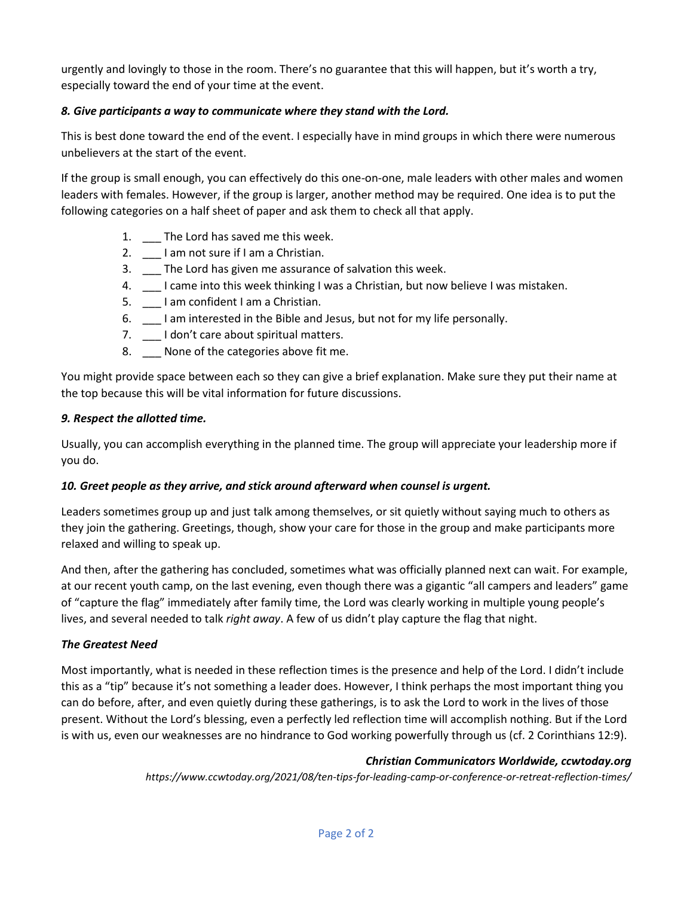urgently and lovingly to those in the room. There's no guarantee that this will happen, but it's worth a try, especially toward the end of your time at the event.

***8. Give participants a way to communicate where they stand with the Lord.***

This is best done toward the end of the event. I especially have in mind groups in which there were numerous unbelievers at the start of the event.

If the group is small enough, you can effectively do this one-on-one, male leaders with other males and women leaders with females. However, if the group is larger, another method may be required. One idea is to put the following categories on a half sheet of paper and ask them to check all that apply.

1. ___ The Lord has saved me this week.
2. ___ I am not sure if I am a Christian.
3. ___ The Lord has given me assurance of salvation this week.
4. ___ I came into this week thinking I was a Christian, but now believe I was mistaken.
5. ___ I am confident I am a Christian.
6. ___ I am interested in the Bible and Jesus, but not for my life personally.
7. ___ I don't care about spiritual matters.
8. ___ None of the categories above fit me.

You might provide space between each so they can give a brief explanation. Make sure they put their name at the top because this will be vital information for future discussions.

***9. Respect the allotted time.***

Usually, you can accomplish everything in the planned time. The group will appreciate your leadership more if you do.

***10. Greet people as they arrive, and stick around afterward when counsel is urgent.***

Leaders sometimes group up and just talk among themselves, or sit quietly without saying much to others as they join the gathering. Greetings, though, show your care for those in the group and make participants more relaxed and willing to speak up.

And then, after the gathering has concluded, sometimes what was officially planned next can wait. For example, at our recent youth camp, on the last evening, even though there was a gigantic "all campers and leaders" game of "capture the flag" immediately after family time, the Lord was clearly working in multiple young people's lives, and several needed to talk *right away*. A few of us didn't play capture the flag that night.

***The Greatest Need***

Most importantly, what is needed in these reflection times is the presence and help of the Lord. I didn't include this as a "tip" because it's not something a leader does. However, I think perhaps the most important thing you can do before, after, and even quietly during these gatherings, is to ask the Lord to work in the lives of those present. Without the Lord's blessing, even a perfectly led reflection time will accomplish nothing. But if the Lord is with us, even our weaknesses are no hindrance to God working powerfully through us (cf. 2 Corinthians 12:9).

***Christian Communicators Worldwide, ccwtoday.org***

*https://www.ccwtoday.org/2021/08/ten-tips-for-leading-camp-or-conference-or-retreat-reflection-times/*